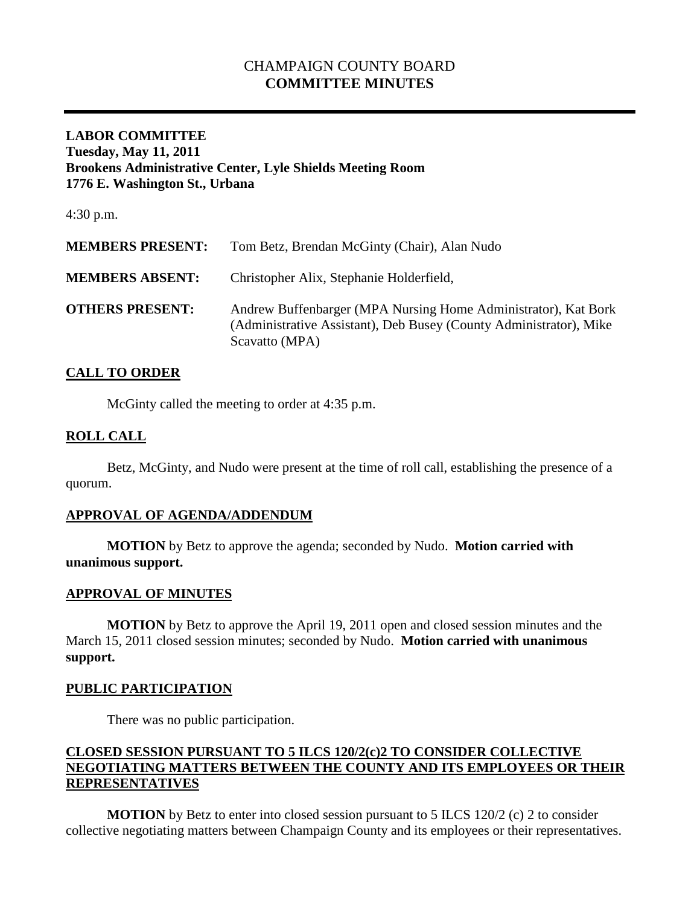# CHAMPAIGN COUNTY BOARD
# **COMMITTEE MINUTES**

---

**LABOR COMMITTEE**
**Tuesday, May 11, 2011**
**Brookens Administrative Center, Lyle Shields Meeting Room**
**1776 E. Washington St., Urbana**

4:30 p.m.

| | |
|---|---|
| **MEMBERS PRESENT:** | Tom Betz, Brendan McGinty (Chair), Alan Nudo |
| **MEMBERS ABSENT:** | Christopher Alix, Stephanie Holderfield, |
| **OTHERS PRESENT:** | Andrew Buffenbarger (MPA Nursing Home Administrator), Kat Bork (Administrative Assistant), Deb Busey (County Administrator), Mike Scavatto (MPA) |

## CALL TO ORDER

McGinty called the meeting to order at 4:35 p.m.

## ROLL CALL

Betz, McGinty, and Nudo were present at the time of roll call, establishing the presence of a quorum.

## APPROVAL OF AGENDA/ADDENDUM

**MOTION** by Betz to approve the agenda; seconded by Nudo. **Motion carried with unanimous support.**

## APPROVAL OF MINUTES

**MOTION** by Betz to approve the April 19, 2011 open and closed session minutes and the March 15, 2011 closed session minutes; seconded by Nudo. **Motion carried with unanimous support.**

## PUBLIC PARTICIPATION

There was no public participation.

## CLOSED SESSION PURSUANT TO 5 ILCS 120/2(c)2 TO CONSIDER COLLECTIVE NEGOTIATING MATTERS BETWEEN THE COUNTY AND ITS EMPLOYEES OR THEIR REPRESENTATIVES

**MOTION** by Betz to enter into closed session pursuant to 5 ILCS 120/2 (c) 2 to consider collective negotiating matters between Champaign County and its employees or their representatives.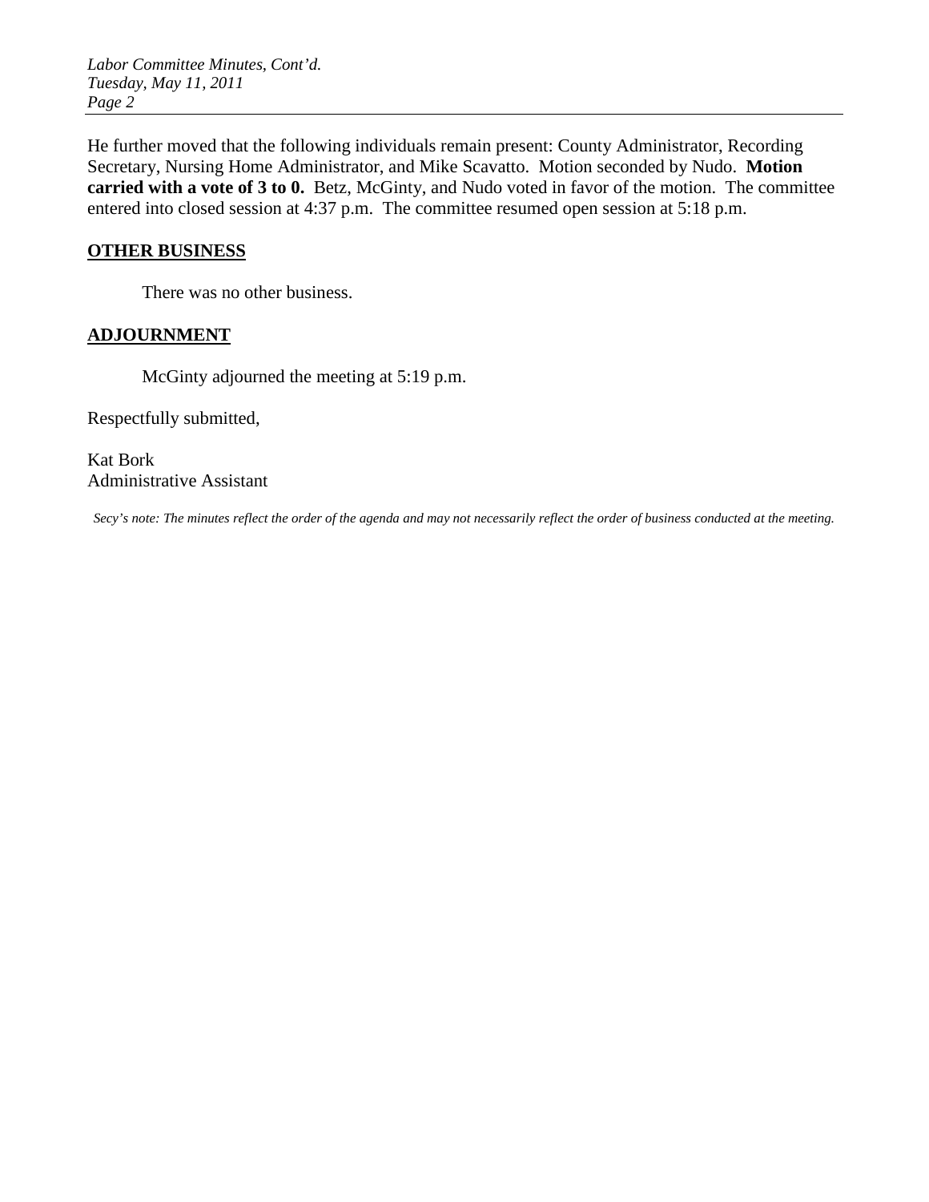He further moved that the following individuals remain present: County Administrator, Recording Secretary, Nursing Home Administrator, and Mike Scavatto. Motion seconded by Nudo. **Motion carried with a vote of 3 to 0.** Betz, McGinty, and Nudo voted in favor of the motion. The committee entered into closed session at 4:37 p.m. The committee resumed open session at 5:18 p.m.

## OTHER BUSINESS

There was no other business.

## ADJOURNMENT

McGinty adjourned the meeting at 5:19 p.m.

Respectfully submitted,

Kat Bork
Administrative Assistant

*Secy's note: The minutes reflect the order of the agenda and may not necessarily reflect the order of business conducted at the meeting.*